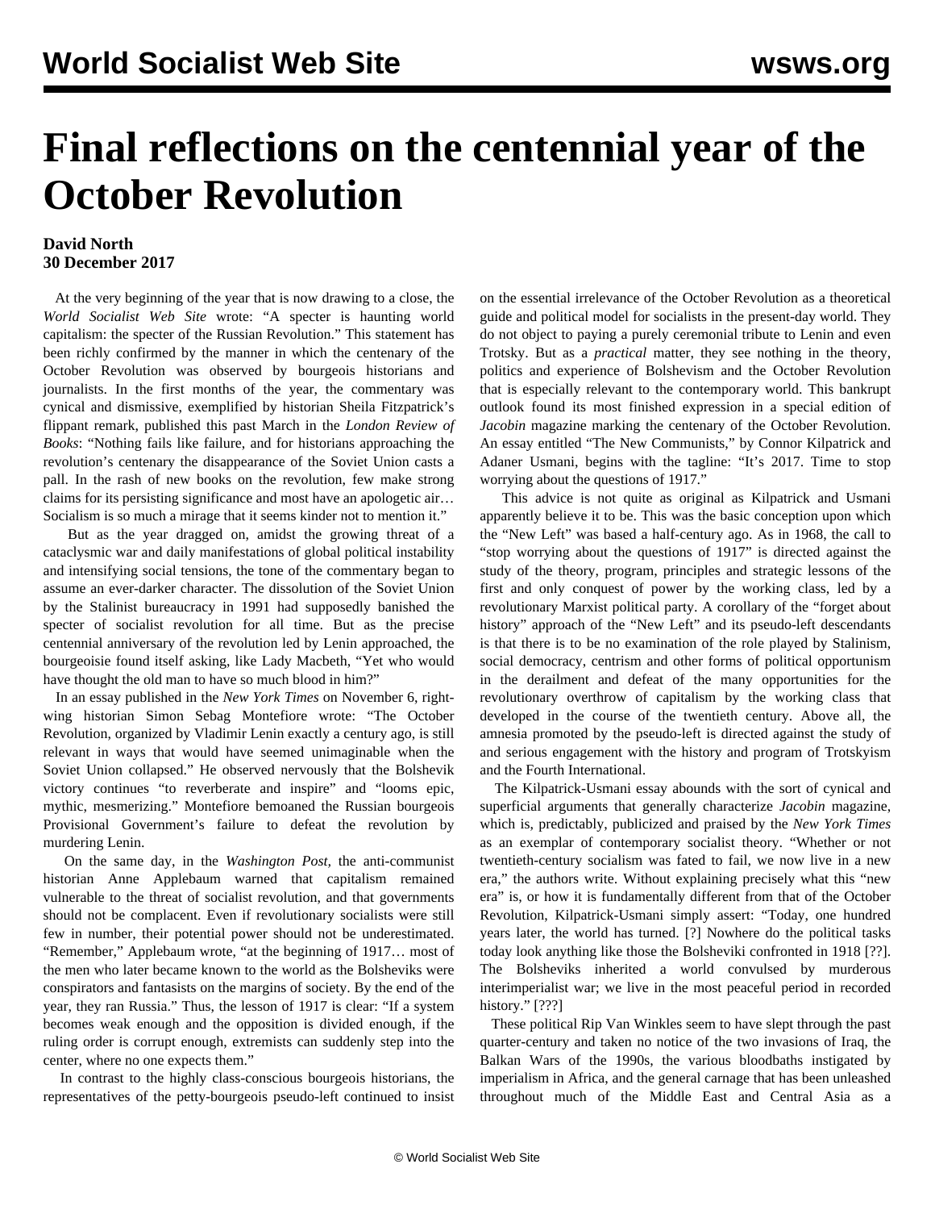// Final reflections on the centennial year of the October Revolution

# Final reflections on the centennial year of the October Revolution

**David North**
**30 December 2017**

At the very beginning of the year that is now drawing to a close, the *World Socialist Web Site* wrote: "A specter is haunting world capitalism: the specter of the Russian Revolution." This statement has been richly confirmed by the manner in which the centenary of the October Revolution was observed by bourgeois historians and journalists. In the first months of the year, the commentary was cynical and dismissive, exemplified by historian Sheila Fitzpatrick's flippant remark, published this past March in the *London Review of Books*: "Nothing fails like failure, and for historians approaching the revolution's centenary the disappearance of the Soviet Union casts a pall. In the rash of new books on the revolution, few make strong claims for its persisting significance and most have an apologetic air… Socialism is so much a mirage that it seems kinder not to mention it."

But as the year dragged on, amidst the growing threat of a cataclysmic war and daily manifestations of global political instability and intensifying social tensions, the tone of the commentary began to assume an ever-darker character. The dissolution of the Soviet Union by the Stalinist bureaucracy in 1991 had supposedly banished the specter of socialist revolution for all time. But as the precise centennial anniversary of the revolution led by Lenin approached, the bourgeoisie found itself asking, like Lady Macbeth, "Yet who would have thought the old man to have so much blood in him?"

In an essay published in the *New York Times* on November 6, right-wing historian Simon Sebag Montefiore wrote: "The October Revolution, organized by Vladimir Lenin exactly a century ago, is still relevant in ways that would have seemed unimaginable when the Soviet Union collapsed." He observed nervously that the Bolshevik victory continues "to reverberate and inspire" and "looms epic, mythic, mesmerizing." Montefiore bemoaned the Russian bourgeois Provisional Government's failure to defeat the revolution by murdering Lenin.

On the same day, in the *Washington Post*, the anti-communist historian Anne Applebaum warned that capitalism remained vulnerable to the threat of socialist revolution, and that governments should not be complacent. Even if revolutionary socialists were still few in number, their potential power should not be underestimated. "Remember," Applebaum wrote, "at the beginning of 1917… most of the men who later became known to the world as the Bolsheviks were conspirators and fantasists on the margins of society. By the end of the year, they ran Russia." Thus, the lesson of 1917 is clear: "If a system becomes weak enough and the opposition is divided enough, if the ruling order is corrupt enough, extremists can suddenly step into the center, where no one expects them."

In contrast to the highly class-conscious bourgeois historians, the representatives of the petty-bourgeois pseudo-left continued to insist on the essential irrelevance of the October Revolution as a theoretical guide and political model for socialists in the present-day world. They do not object to paying a purely ceremonial tribute to Lenin and even Trotsky. But as a *practical* matter, they see nothing in the theory, politics and experience of Bolshevism and the October Revolution that is especially relevant to the contemporary world. This bankrupt outlook found its most finished expression in a special edition of *Jacobin* magazine marking the centenary of the October Revolution. An essay entitled "The New Communists," by Connor Kilpatrick and Adaner Usmani, begins with the tagline: "It's 2017. Time to stop worrying about the questions of 1917."

This advice is not quite as original as Kilpatrick and Usmani apparently believe it to be. This was the basic conception upon which the "New Left" was based a half-century ago. As in 1968, the call to "stop worrying about the questions of 1917" is directed against the study of the theory, program, principles and strategic lessons of the first and only conquest of power by the working class, led by a revolutionary Marxist political party. A corollary of the "forget about history" approach of the "New Left" and its pseudo-left descendants is that there is to be no examination of the role played by Stalinism, social democracy, centrism and other forms of political opportunism in the derailment and defeat of the many opportunities for the revolutionary overthrow of capitalism by the working class that developed in the course of the twentieth century. Above all, the amnesia promoted by the pseudo-left is directed against the study of and serious engagement with the history and program of Trotskyism and the Fourth International.

The Kilpatrick-Usmani essay abounds with the sort of cynical and superficial arguments that generally characterize *Jacobin* magazine, which is, predictably, publicized and praised by the *New York Times* as an exemplar of contemporary socialist theory. "Whether or not twentieth-century socialism was fated to fail, we now live in a new era," the authors write. Without explaining precisely what this "new era" is, or how it is fundamentally different from that of the October Revolution, Kilpatrick-Usmani simply assert: "Today, one hundred years later, the world has turned. [?] Nowhere do the political tasks today look anything like those the Bolsheviki confronted in 1918 [??]. The Bolsheviks inherited a world convulsed by murderous interimperialist war; we live in the most peaceful period in recorded history." [???]

These political Rip Van Winkles seem to have slept through the past quarter-century and taken no notice of the two invasions of Iraq, the Balkan Wars of the 1990s, the various bloodbaths instigated by imperialism in Africa, and the general carnage that has been unleashed throughout much of the Middle East and Central Asia as a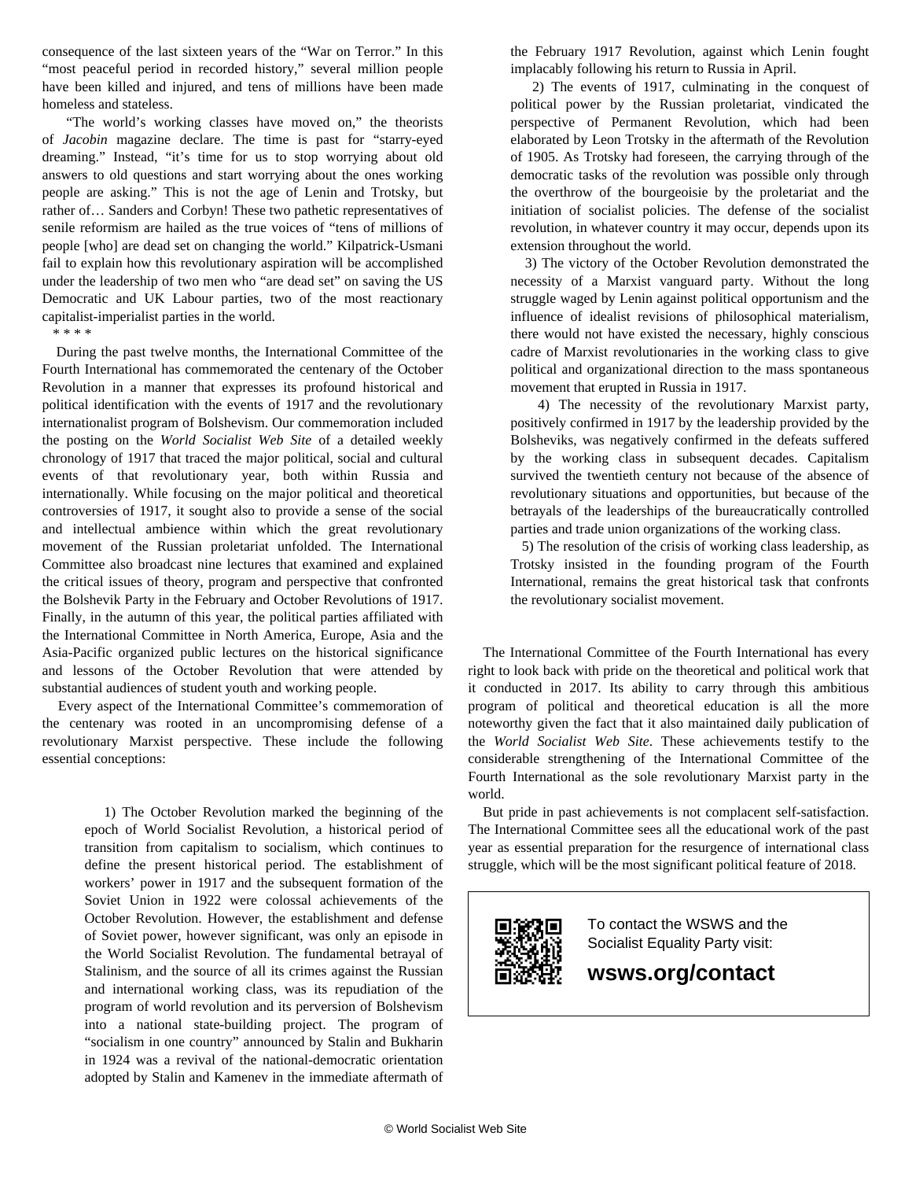consequence of the last sixteen years of the "War on Terror." In this "most peaceful period in recorded history," several million people have been killed and injured, and tens of millions have been made homeless and stateless.

"The world's working classes have moved on," the theorists of *Jacobin* magazine declare. The time is past for "starry-eyed dreaming." Instead, "it's time for us to stop worrying about old answers to old questions and start worrying about the ones working people are asking." This is not the age of Lenin and Trotsky, but rather of… Sanders and Corbyn! These two pathetic representatives of senile reformism are hailed as the true voices of "tens of millions of people [who] are dead set on changing the world." Kilpatrick-Usmani fail to explain how this revolutionary aspiration will be accomplished under the leadership of two men who "are dead set" on saving the US Democratic and UK Labour parties, two of the most reactionary capitalist-imperialist parties in the world.

\* \* \* \*

During the past twelve months, the International Committee of the Fourth International has commemorated the centenary of the October Revolution in a manner that expresses its profound historical and political identification with the events of 1917 and the revolutionary internationalist program of Bolshevism. Our commemoration included the posting on the *World Socialist Web Site* of a detailed weekly chronology of 1917 that traced the major political, social and cultural events of that revolutionary year, both within Russia and internationally. While focusing on the major political and theoretical controversies of 1917, it sought also to provide a sense of the social and intellectual ambience within which the great revolutionary movement of the Russian proletariat unfolded. The International Committee also broadcast nine lectures that examined and explained the critical issues of theory, program and perspective that confronted the Bolshevik Party in the February and October Revolutions of 1917. Finally, in the autumn of this year, the political parties affiliated with the International Committee in North America, Europe, Asia and the Asia-Pacific organized public lectures on the historical significance and lessons of the October Revolution that were attended by substantial audiences of student youth and working people.

Every aspect of the International Committee's commemoration of the centenary was rooted in an uncompromising defense of a revolutionary Marxist perspective. These include the following essential conceptions:

> 1) The October Revolution marked the beginning of the epoch of World Socialist Revolution, a historical period of transition from capitalism to socialism, which continues to define the present historical period. The establishment of workers' power in 1917 and the subsequent formation of the Soviet Union in 1922 were colossal achievements of the October Revolution. However, the establishment and defense of Soviet power, however significant, was only an episode in the World Socialist Revolution. The fundamental betrayal of Stalinism, and the source of all its crimes against the Russian and international working class, was its repudiation of the program of world revolution and its perversion of Bolshevism into a national state-building project. The program of "socialism in one country" announced by Stalin and Bukharin in 1924 was a revival of the national-democratic orientation adopted by Stalin and Kamenev in the immediate aftermath of the February 1917 Revolution, against which Lenin fought implacably following his return to Russia in April.
>
> 2) The events of 1917, culminating in the conquest of political power by the Russian proletariat, vindicated the perspective of Permanent Revolution, which had been elaborated by Leon Trotsky in the aftermath of the Revolution of 1905. As Trotsky had foreseen, the carrying through of the democratic tasks of the revolution was possible only through the overthrow of the bourgeoisie by the proletariat and the initiation of socialist policies. The defense of the socialist revolution, in whatever country it may occur, depends upon its extension throughout the world.
>
> 3) The victory of the October Revolution demonstrated the necessity of a Marxist vanguard party. Without the long struggle waged by Lenin against political opportunism and the influence of idealist revisions of philosophical materialism, there would not have existed the necessary, highly conscious cadre of Marxist revolutionaries in the working class to give political and organizational direction to the mass spontaneous movement that erupted in Russia in 1917.
>
> 4) The necessity of the revolutionary Marxist party, positively confirmed in 1917 by the leadership provided by the Bolsheviks, was negatively confirmed in the defeats suffered by the working class in subsequent decades. Capitalism survived the twentieth century not because of the absence of revolutionary situations and opportunities, but because of the betrayals of the leaderships of the bureaucratically controlled parties and trade union organizations of the working class.
>
> 5) The resolution of the crisis of working class leadership, as Trotsky insisted in the founding program of the Fourth International, remains the great historical task that confronts the revolutionary socialist movement.

The International Committee of the Fourth International has every right to look back with pride on the theoretical and political work that it conducted in 2017. Its ability to carry through this ambitious program of political and theoretical education is all the more noteworthy given the fact that it also maintained daily publication of the *World Socialist Web Site*. These achievements testify to the considerable strengthening of the International Committee of the Fourth International as the sole revolutionary Marxist party in the world.

But pride in past achievements is not complacent self-satisfaction. The International Committee sees all the educational work of the past year as essential preparation for the resurgence of international class struggle, which will be the most significant political feature of 2018.

To contact the WSWS and the Socialist Equality Party visit:

**wsws.org/contact**